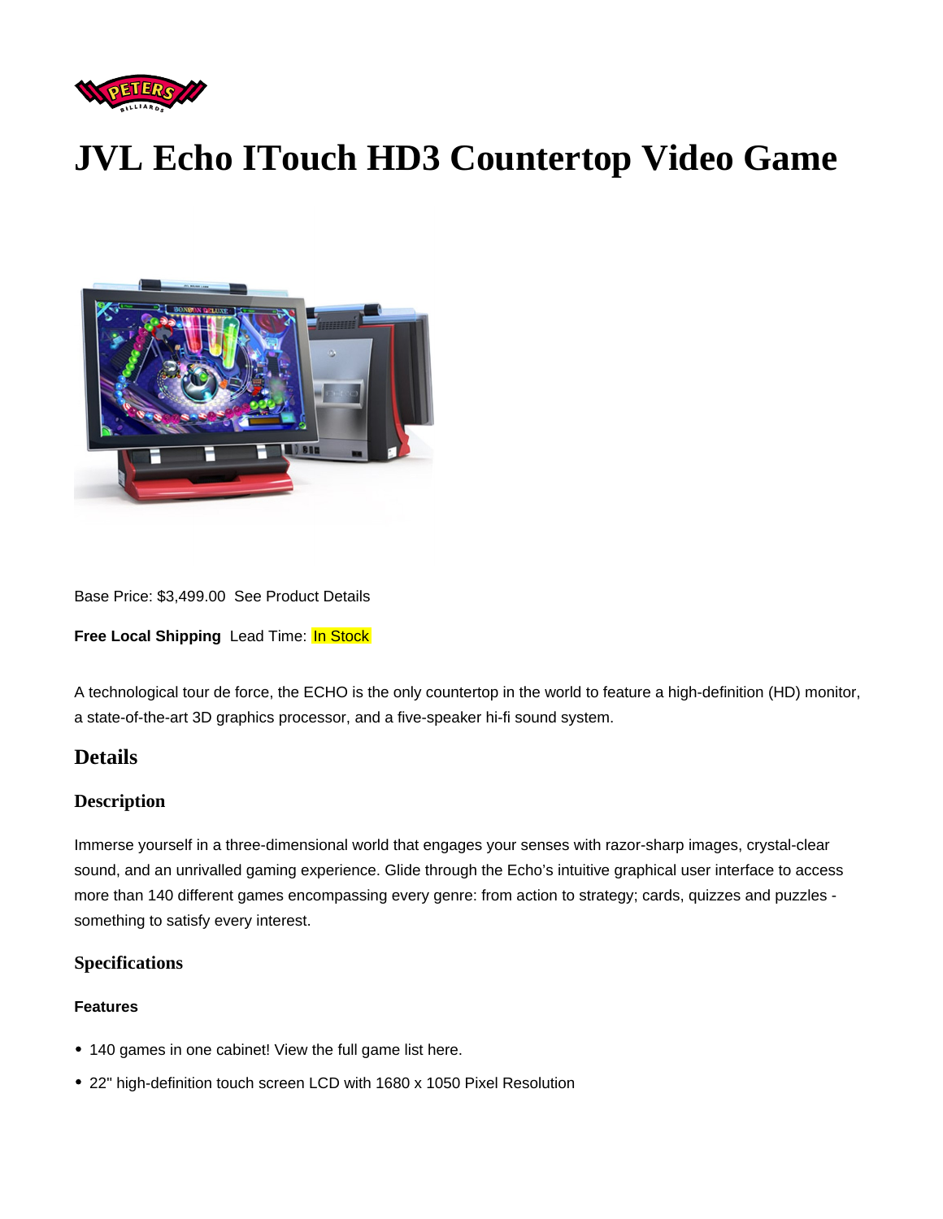# JVL Echo ITouch HD3 Countertop Video Game

Base Price: $3,499.00  See Product Details

**Free Local Shipping**  Lead Time: In Stock

A technological tour de force, the ECHO is the only countertop in the world to feature a high-definition (HD) monitor, a state-of-the-art 3D graphics processor, and a five-speaker hi-fi sound system.

## Details

### Description

Immerse yourself in a three-dimensional world that engages your senses with razor-sharp images, crystal-clear sound, and an unrivalled gaming experience. Glide through the Echo's intuitive graphical user interface to access more than 140 different games encompassing every genre: from action to strategy; cards, quizzes and puzzles - something to satisfy every interest.

### Specifications

#### Features

- 140 games in one cabinet! View the full game list here.
- 22" high-definition touch screen LCD with 1680 x 1050 Pixel Resolution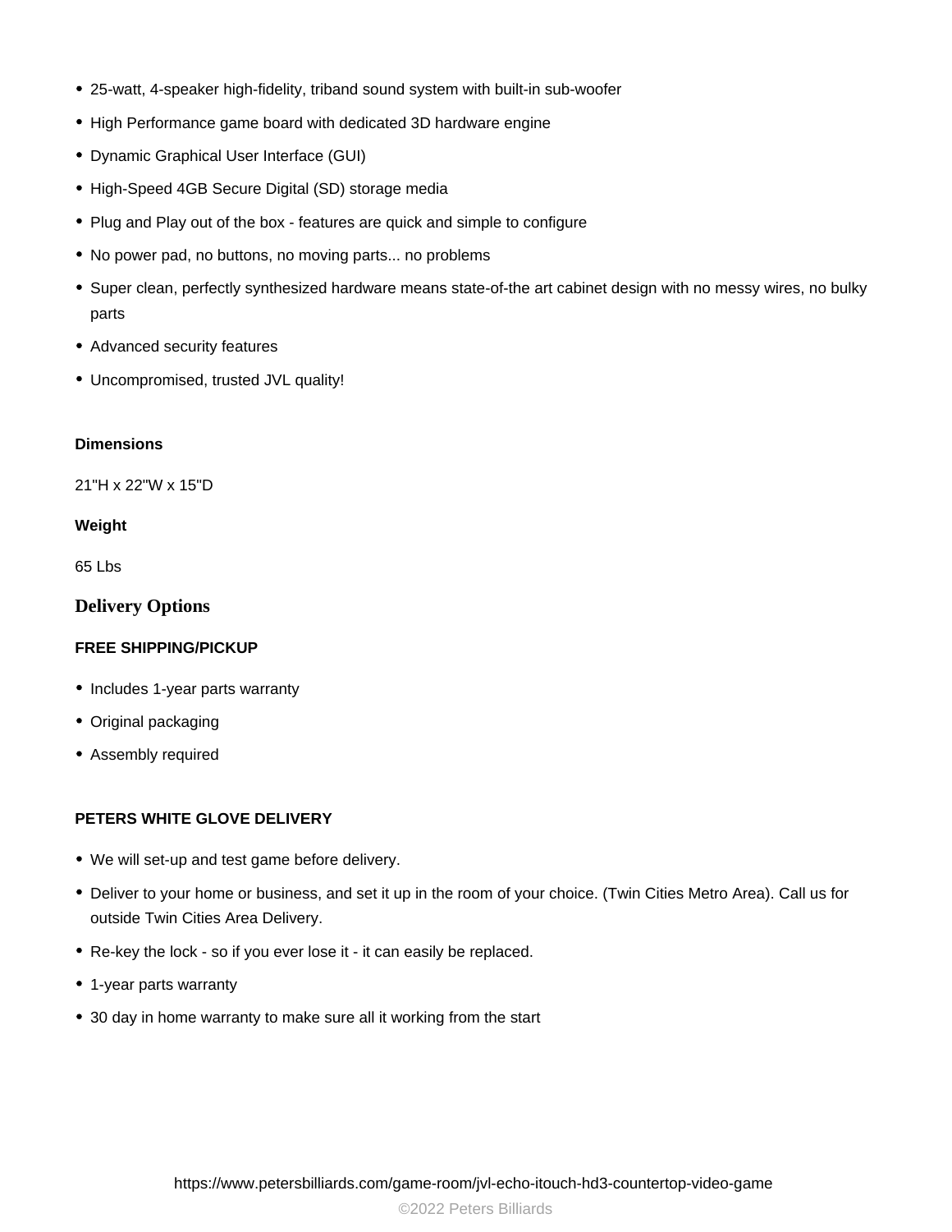- 25-watt, 4-speaker high-fidelity, triband sound system with built-in sub-woofer
- High Performance game board with dedicated 3D hardware engine
- Dynamic Graphical User Interface (GUI)
- High-Speed 4GB Secure Digital (SD) storage media
- Plug and Play out of the box - features are quick and simple to configure
- No power pad, no buttons, no moving parts... no problems
- Super clean, perfectly synthesized hardware means state-of-the art cabinet design with no messy wires, no bulky parts
- Advanced security features
- Uncompromised, trusted JVL quality!

**Dimensions**

21"H x 22"W x 15"D

**Weight**

65 Lbs

## Delivery Options

**FREE SHIPPING/PICKUP**

- Includes 1-year parts warranty
- Original packaging
- Assembly required

**PETERS WHITE GLOVE DELIVERY**

- We will set-up and test game before delivery.
- Deliver to your home or business, and set it up in the room of your choice. (Twin Cities Metro Area). Call us for outside Twin Cities Area Delivery.
- Re-key the lock - so if you ever lose it - it can easily be replaced.
- 1-year parts warranty
- 30 day in home warranty to make sure all it working from the start